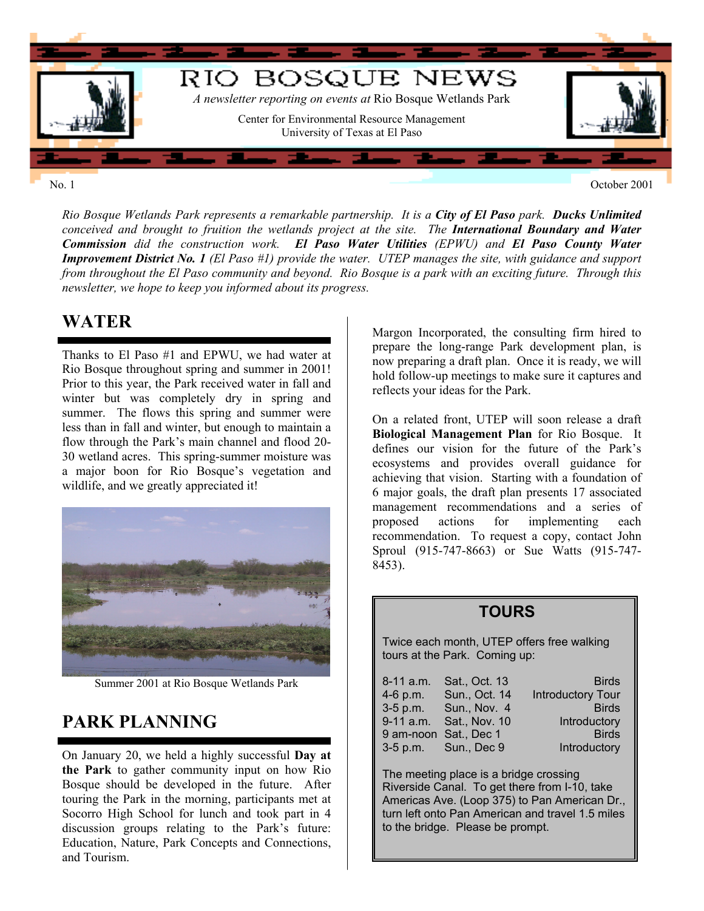# RIO BOSQUE NEWS

*A newsletter reporting on events at* Rio Bosque Wetlands Park

Center for Environmental Resource Management
University of Texas at El Paso

No. 1 — October 2001

*Rio Bosque Wetlands Park represents a remarkable partnership. It is a **City of El Paso** park. **Ducks Unlimited** conceived and brought to fruition the wetlands project at the site. The **International Boundary and Water Commission** did the construction work. **El Paso Water Utilities** (EPWU) and **El Paso County Water Improvement District No. 1** (El Paso #1) provide the water. UTEP manages the site, with guidance and support from throughout the El Paso community and beyond. Rio Bosque is a park with an exciting future. Through this newsletter, we hope to keep you informed about its progress.*

## WATER

Thanks to El Paso #1 and EPWU, we had water at Rio Bosque throughout spring and summer in 2001! Prior to this year, the Park received water in fall and winter but was completely dry in spring and summer. The flows this spring and summer were less than in fall and winter, but enough to maintain a flow through the Park's main channel and flood 20-30 wetland acres. This spring-summer moisture was a major boon for Rio Bosque's vegetation and wildlife, and we greatly appreciated it!

Summer 2001 at Rio Bosque Wetlands Park

## PARK PLANNING

On January 20, we held a highly successful **Day at the Park** to gather community input on how Rio Bosque should be developed in the future. After touring the Park in the morning, participants met at Socorro High School for lunch and took part in 4 discussion groups relating to the Park's future: Education, Nature, Park Concepts and Connections, and Tourism.

Margon Incorporated, the consulting firm hired to prepare the long-range Park development plan, is now preparing a draft plan. Once it is ready, we will hold follow-up meetings to make sure it captures and reflects your ideas for the Park.

On a related front, UTEP will soon release a draft **Biological Management Plan** for Rio Bosque. It defines our vision for the future of the Park's ecosystems and provides overall guidance for achieving that vision. Starting with a foundation of 6 major goals, the draft plan presents 17 associated management recommendations and a series of proposed actions for implementing each recommendation. To request a copy, contact John Sproul (915-747-8663) or Sue Watts (915-747-8453).

## TOURS

Twice each month, UTEP offers free walking tours at the Park. Coming up:

| Time | Date | Tour |
|---|---|---|
| 8-11 a.m. | Sat., Oct. 13 | Birds |
| 4-6 p.m. | Sun., Oct. 14 | Introductory Tour |
| 3-5 p.m. | Sun., Nov. 4 | Birds |
| 9-11 a.m. | Sat., Nov. 10 | Introductory |
| 9 am-noon | Sat., Dec 1 | Birds |
| 3-5 p.m. | Sun., Dec 9 | Introductory |

The meeting place is a bridge crossing Riverside Canal. To get there from I-10, take Americas Ave. (Loop 375) to Pan American Dr., turn left onto Pan American and travel 1.5 miles to the bridge. Please be prompt.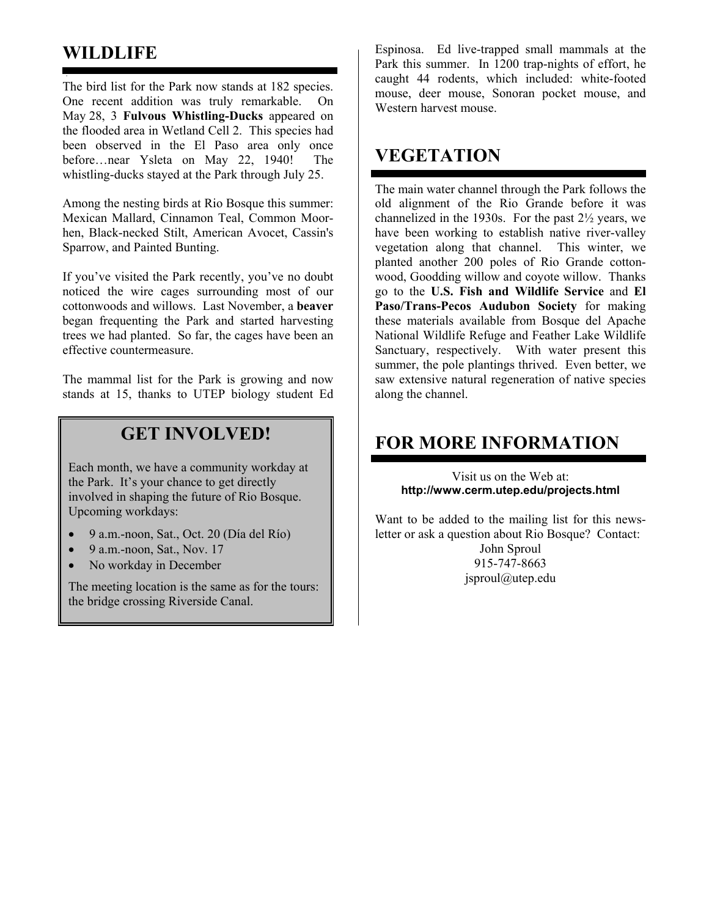## WILDLIFE

The bird list for the Park now stands at 182 species. One recent addition was truly remarkable. On May 28, 3 **Fulvous Whistling-Ducks** appeared on the flooded area in Wetland Cell 2. This species had been observed in the El Paso area only once before…near Ysleta on May 22, 1940! The whistling-ducks stayed at the Park through July 25.

Among the nesting birds at Rio Bosque this summer: Mexican Mallard, Cinnamon Teal, Common Moorhen, Black-necked Stilt, American Avocet, Cassin's Sparrow, and Painted Bunting.

If you've visited the Park recently, you've no doubt noticed the wire cages surrounding most of our cottonwoods and willows. Last November, a **beaver** began frequenting the Park and started harvesting trees we had planted. So far, the cages have been an effective countermeasure.

The mammal list for the Park is growing and now stands at 15, thanks to UTEP biology student Ed Espinosa. Ed live-trapped small mammals at the Park this summer. In 1200 trap-nights of effort, he caught 44 rodents, which included: white-footed mouse, deer mouse, Sonoran pocket mouse, and Western harvest mouse.

## GET INVOLVED!

Each month, we have a community workday at the Park. It's your chance to get directly involved in shaping the future of Rio Bosque. Upcoming workdays:

- 9 a.m.-noon, Sat., Oct. 20 (Día del Río)
- 9 a.m.-noon, Sat., Nov. 17
- No workday in December

The meeting location is the same as for the tours: the bridge crossing Riverside Canal.

## VEGETATION

The main water channel through the Park follows the old alignment of the Rio Grande before it was channelized in the 1930s. For the past 2½ years, we have been working to establish native river-valley vegetation along that channel. This winter, we planted another 200 poles of Rio Grande cottonwood, Goodding willow and coyote willow. Thanks go to the **U.S. Fish and Wildlife Service** and **El Paso/Trans-Pecos Audubon Society** for making these materials available from Bosque del Apache National Wildlife Refuge and Feather Lake Wildlife Sanctuary, respectively. With water present this summer, the pole plantings thrived. Even better, we saw extensive natural regeneration of native species along the channel.

## FOR MORE INFORMATION

Visit us on the Web at:
**http://www.cerm.utep.edu/projects.html**

Want to be added to the mailing list for this newsletter or ask a question about Rio Bosque? Contact:
John Sproul
915-747-8663
jsproul@utep.edu